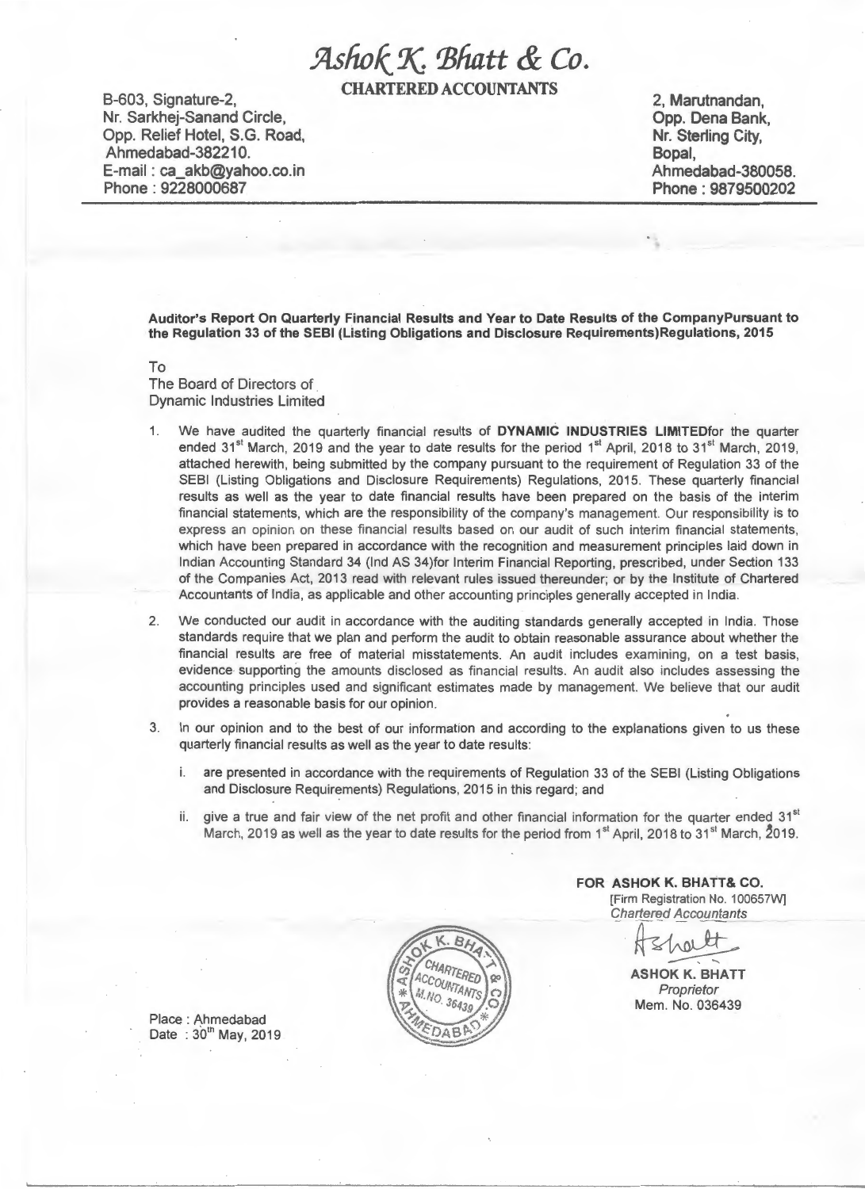# *Ashok K. Bhatt & Co.*

**CHARTERED ACCOUNTANTS**

B-603, Signature-2,
Nr. Sarkhej-Sanand Circle,
Opp. Relief Hotel, S.G. Road,
Ahmedabad-382210.
E-mail : ca_akb@yahoo.co.in
Phone : 9228000687

2, Marutnandan,
Opp. Dena Bank,
Nr. Sterling City,
Bopal,
Ahmedabad-380058.
Phone : 9879500202

---

**Auditor's Report On Quarterly Financial Results and Year to Date Results of the CompanyPursuant to the Regulation 33 of the SEBI (Listing Obligations and Disclosure Requirements)Regulations, 2015**

To
The Board of Directors of
Dynamic Industries Limited

1. We have audited the quarterly financial results of **DYNAMIC INDUSTRIES LIMITED**for the quarter ended 31st March, 2019 and the year to date results for the period 1st April, 2018 to 31st March, 2019, attached herewith, being submitted by the company pursuant to the requirement of Regulation 33 of the SEBI (Listing Obligations and Disclosure Requirements) Regulations, 2015. These quarterly financial results as well as the year to date financial results have been prepared on the basis of the interim financial statements, which are the responsibility of the company's management. Our responsibility is to express an opinion on these financial results based on our audit of such interim financial statements, which have been prepared in accordance with the recognition and measurement principles laid down in Indian Accounting Standard 34 (Ind AS 34)for Interim Financial Reporting, prescribed, under Section 133 of the Companies Act, 2013 read with relevant rules issued thereunder; or by the Institute of Chartered Accountants of India, as applicable and other accounting principles generally accepted in India.

2. We conducted our audit in accordance with the auditing standards generally accepted in India. Those standards require that we plan and perform the audit to obtain reasonable assurance about whether the financial results are free of material misstatements. An audit includes examining, on a test basis, evidence supporting the amounts disclosed as financial results. An audit also includes assessing the accounting principles used and significant estimates made by management. We believe that our audit provides a reasonable basis for our opinion.

3. In our opinion and to the best of our information and according to the explanations given to us these quarterly financial results as well as the year to date results:

   i. are presented in accordance with the requirements of Regulation 33 of the SEBI (Listing Obligations and Disclosure Requirements) Regulations, 2015 in this regard; and

   ii. give a true and fair view of the net profit and other financial information for the quarter ended 31st March, 2019 as well as the year to date results for the period from 1st April, 2018 to 31st March, 2019.

**FOR ASHOK K. BHATT& CO.**
[Firm Registration No. 100657W]
*Chartered Accountants*

**ASHOK K. BHATT**
*Proprietor*
Mem. No. 036439

Place : Ahmedabad
Date : 30th May, 2019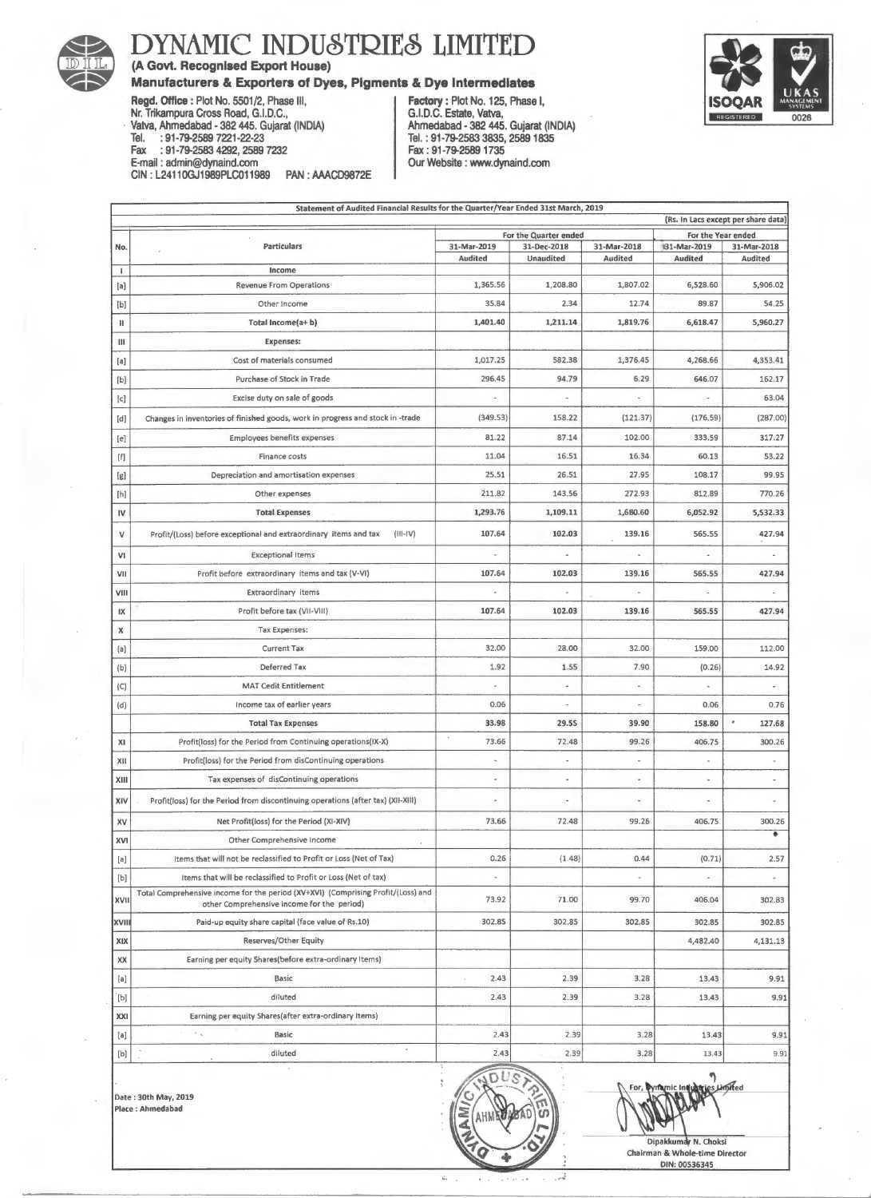# DYNAMIC INDUSTRIES LIMITED

**(A Govt. Recognised Export House)**

**Manufacturers & Exporters of Dyes, Pigments & Dye Intermediates**

**Regd. Office :** Plot No. 5501/2, Phase III,
Nr. Trikampura Cross Road, G.I.D.C.,
Vatva, Ahmedabad - 382 445. Gujarat (INDIA)
Tel. : 91-79-2589 7221-22-23
Fax : 91-79-2583 4292, 2589 7232
E-mail : admin@dynaind.com
CIN : L24110GJ1989PLC011989 PAN : AAACD9872E

**Factory :** Plot No. 125, Phase I,
G.I.D.C. Estate, Vatva,
Ahmedabad - 382 445. Gujarat (INDIA)
Tel. : 91-79-2583 3835, 2589 1835
Fax : 91-79-2589 1735
Our Website : www.dynaind.com

ISOQAR REGISTERED — UKAS MANAGEMENT SYSTEMS 0026

**Statement of Audited Financial Results for the Quarter/Year Ended 31st March, 2019**

(Rs. In Lacs except per share data)

| No. | Particulars | For the Quarter ended | | | For the Year ended | |
|---|---|---|---|---|---|---|
| | | 31-Mar-2019 | 31-Dec-2018 | 31-Mar-2018 | 31-Mar-2019 | 31-Mar-2018 |
| | | Audited | Unaudited | Audited | Audited | Audited |
| I | Income | | | | | |
| [a] | Revenue From Operations | 1,365.56 | 1,208.80 | 1,807.02 | 6,528.60 | 5,906.02 |
| [b] | Other Income | 35.84 | 2.34 | 12.74 | 89.87 | 54.25 |
| II | **Total Income(a+ b)** | **1,401.40** | **1,211.14** | **1,819.76** | **6,618.47** | **5,960.27** |
| III | **Expenses:** | | | | | |
| [a] | Cost of materials consumed | 1,017.25 | 582.38 | 1,376.45 | 4,268.66 | 4,353.41 |
| [b] | Purchase of Stock in Trade | 296.45 | 94.79 | 6.29 | 646.07 | 162.17 |
| [c] | Excise duty on sale of goods | - | - | - | - | 63.04 |
| [d] | Changes in inventories of finished goods, work in progress and stock in -trade | (349.53) | 158.22 | (121.37) | (176.59) | (287.00) |
| [e] | Employees benefits expenses | 81.22 | 87.14 | 102.00 | 333.59 | 317.27 |
| [f] | Finance costs | 11.04 | 16.51 | 16.34 | 60.13 | 53.22 |
| [g] | Depreciation and amortisation expenses | 25.51 | 26.51 | 27.95 | 108.17 | 99.95 |
| [h] | Other expenses | 211.82 | 143.56 | 272.93 | 812.89 | 770.26 |
| IV | **Total Expenses** | **1,293.76** | **1,109.11** | **1,680.60** | **6,052.92** | **5,532.33** |
| V | Profit/(Loss) before exceptional and extraordinary items and tax (III-IV) | **107.64** | **102.03** | **139.16** | **565.55** | **427.94** |
| VI | Exceptional Items | - | - | - | - | - |
| VII | Profit before extraordinary items and tax (V-VI) | **107.64** | **102.03** | **139.16** | **565.55** | **427.94** |
| VIII | Extraordinary items | - | - | - | - | - |
| IX | Profit before tax (VII-VIII) | **107.64** | **102.03** | **139.16** | **565.55** | **427.94** |
| X | Tax Expenses: | | | | | |
| (a) | Current Tax | 32.00 | 28.00 | 32.00 | 159.00 | 112.00 |
| (b) | Deferred Tax | 1.92 | 1.55 | 7.90 | (0.26) | 14.92 |
| (C) | MAT Cedit Entitlement | - | - | - | - | - |
| (d) | Income tax of earlier years | 0.06 | - | - | 0.06 | 0.76 |
| | **Total Tax Expenses** | **33.98** | **29.55** | **39.90** | **158.80** | **127.68** |
| XI | Profit(loss) for the Period from Continuing operations(IX-X) | 73.66 | 72.48 | 99.26 | 406.75 | 300.26 |
| XII | Profit(loss) for the Period from disContinuing operations | - | - | - | - | - |
| XIII | Tax expenses of disContinuing operations | - | - | - | - | - |
| XIV | Profit(loss) for the Period from discontinuing operations (after tax) (XII-XIII) | - | - | - | - | - |
| XV | Net Profit(loss) for the Period (XI-XIV) | 73.66 | 72.48 | 99.26 | 406.75 | 300.26 |
| XVI | Other Comprehensive Income | | | | | |
| [a] | Items that will not be reclassified to Profit or Loss (Net of Tax) | 0.26 | (1.48) | 0.44 | (0.71) | 2.57 |
| [b] | Items that will be reclassified to Profit or Loss (Net of tax) | - | | - | - | - |
| XVII | Total Comprehensive income for the period (XV+XVI) (Comprising Profit/(Loss) and other Comprehensive income for the period) | 73.92 | 71.00 | 99.70 | 406.04 | 302.83 |
| XVIII | Paid-up equity share capital (face value of Rs.10) | 302.85 | 302.85 | 302.85 | 302.85 | 302.85 |
| XIX | Reserves/Other Equity | | | | 4,482.40 | 4,131.13 |
| XX | Earning per equity Shares(before extra-ordinary Items) | | | | | |
| [a] | Basic | 2.43 | 2.39 | 3.28 | 13.43 | 9.91 |
| [b] | diluted | 2.43 | 2.39 | 3.28 | 13.43 | 9.91 |
| XXI | Earning per equity Shares(after extra-ordinary Items) | | | | | |
| [a] | Basic | 2.43 | 2.39 | 3.28 | 13.43 | 9.91 |
| [b] | diluted | 2.43 | 2.39 | 3.28 | 13.43 | 9.91 |

Date : 30th May, 2019
Place : Ahmedabad

For, Dynamic Industries Limited

Dipakkumar N. Choksi
Chairman & Whole-time Director
DIN: 00536345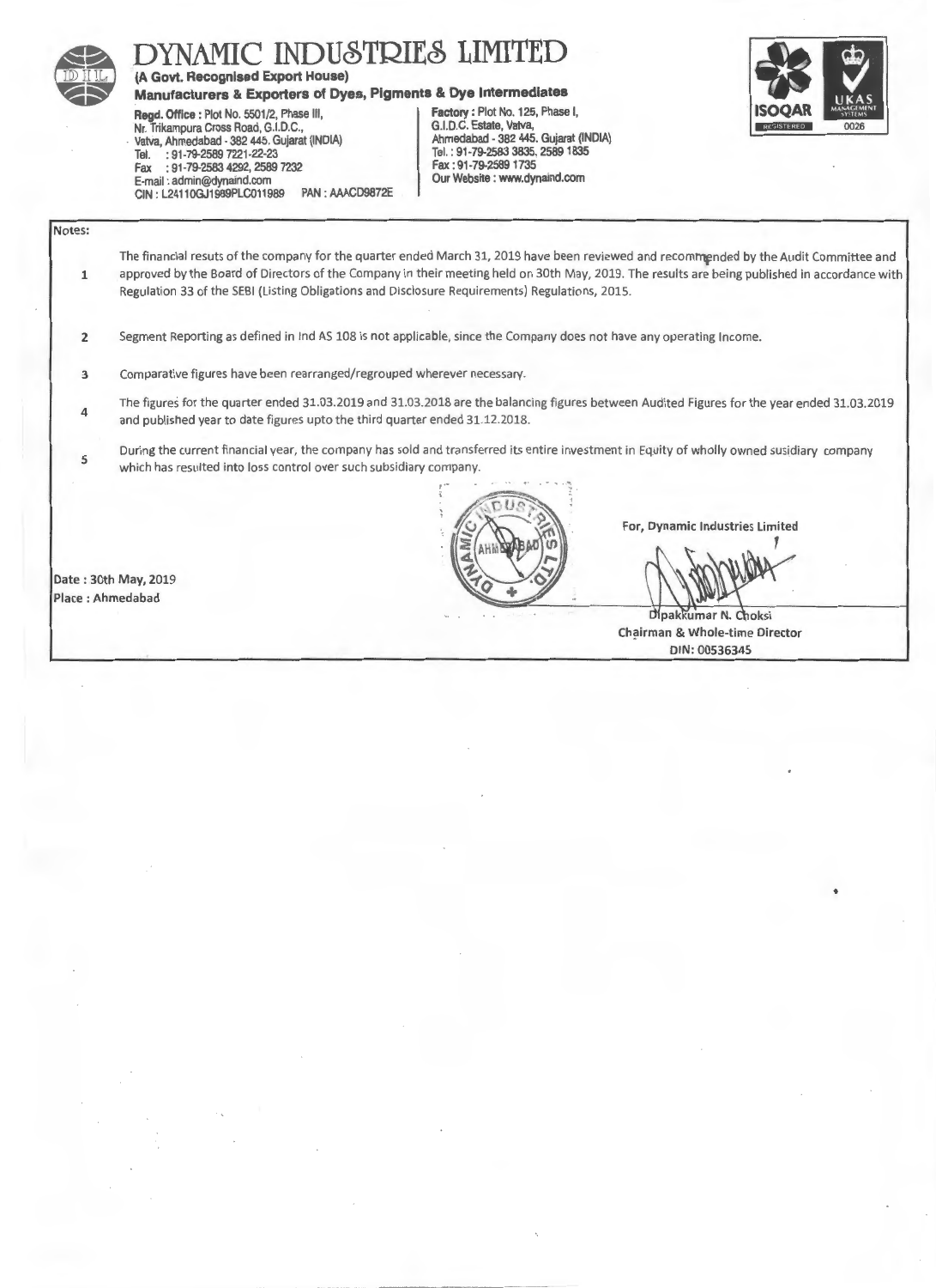# DYNAMIC INDUSTRIES LIMITED

**(A Govt. Recognised Export House)**

**Manufacturers & Exporters of Dyes, Pigments & Dye Intermediates**

**Regd. Office :** Plot No. 5501/2, Phase III, Nr. Trikampura Cross Road, G.I.D.C., Vatva, Ahmedabad - 382 445. Gujarat (INDIA)
Tel. : 91-79-2589 7221-22-23
Fax : 91-79-2583 4292, 2589 7232
E-mail : admin@dynaind.com
CIN : L24110GJ1989PLC011989 PAN : AAACD9872E

**Factory :** Plot No. 125, Phase I, G.I.D.C. Estate, Vatva, Ahmedabad - 382 445. Gujarat (INDIA)
Tel. : 91-79-2583 3835, 2589 1835
Fax : 91-79-2589 1735
Our Website : www.dynaind.com

Notes:

1. The financial resuts of the company for the quarter ended March 31, 2019 have been reviewed and recommended by the Audit Committee and approved by the Board of Directors of the Company in their meeting held on 30th May, 2019. The results are being published in accordance with Regulation 33 of the SEBI (Listing Obligations and Disclosure Requirements) Regulations, 2015.
2. Segment Reporting as defined in Ind AS 108 is not applicable, since the Company does not have any operating Income.
3. Comparative figures have been rearranged/regrouped wherever necessary.
4. The figures for the quarter ended 31.03.2019 and 31.03.2018 are the balancing figures between Audited Figures for the year ended 31.03.2019 and published year to date figures upto the third quarter ended 31.12.2018.
5. During the current financial year, the company has sold and transferred its entire investment in Equity of wholly owned susidiary company which has resulted into loss control over such subsidiary company.

Date : 30th May, 2019
Place : Ahmedabad

For, Dynamic Industries Limited

Dipakkumar N. Choksi
Chairman & Whole-time Director
DIN: 00536345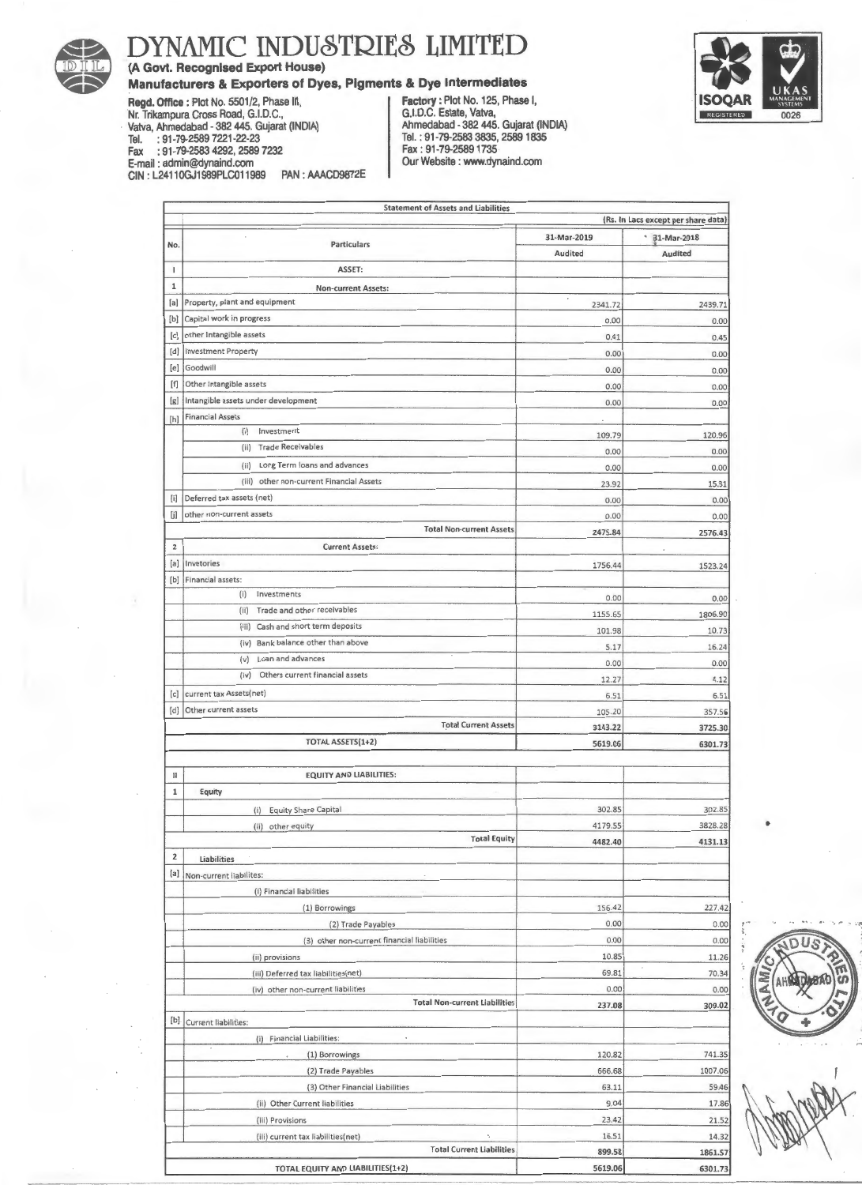# DYNAMIC INDUSTRIES LIMITED

**(A Govt. Recognised Export House)**

**Manufacturers & Exporters of Dyes, Pigments & Dye Intermediates**

**Regd. Office :** Plot No. 5501/2, Phase III, Nr. Trikampura Cross Road, G.I.D.C., Vatva, Ahmedabad - 382 445. Gujarat (INDIA)
Tel. : 91-79-2589 7221-22-23
Fax : 91-79-2583 4292, 2589 7232
E-mail : admin@dynaind.com
CIN : L24110GJ1989PLC011989 PAN : AAACD9872E

**Factory :** Plot No. 125, Phase I, G.I.D.C. Estate, Vatva, Ahmedabad - 382 445. Gujarat (INDIA)
Tel. : 91-79-2583 3835, 2589 1835
Fax : 91-79-2589 1735
Our Website : www.dynaind.com

**Statement of Assets and Liabilities**

(Rs. In Lacs except per share data)

| No. | Particulars | 31-Mar-2019 Audited | 31-Mar-2018 Audited |
|---|---|---|---|
| I | **ASSET:** | | |
| 1 | **Non-current Assets:** | | |
| [a] | Property, plant and equipment | 2341.72 | 2439.71 |
| [b] | Capital work in progress | 0.00 | 0.00 |
| [c] | other Intangible assets | 0.41 | 0.45 |
| [d] | Investment Property | 0.00 | 0.00 |
| [e] | Goodwill | 0.00 | 0.00 |
| [f] | Other Intangible assets | 0.00 | 0.00 |
| [g] | Intangible assets under development | 0.00 | 0.00 |
| [h] | Financial Assets | | |
| | (i) Investment | 109.79 | 120.96 |
| | (ii) Trade Receivables | 0.00 | 0.00 |
| | (ii) Long Term loans and advances | 0.00 | 0.00 |
| | (iii) other non-current Financial Assets | 23.92 | 15.31 |
| [i] | Deferred tax assets (net) | 0.00 | 0.00 |
| [j] | other non-current assets | 0.00 | 0.00 |
| | **Total Non-current Assets** | **2475.84** | **2576.43** |
| 2 | **Current Assets:** | | |
| [a] | Invetories | 1756.44 | 1523.24 |
| [b] | Financial assets: | | |
| | (i) Investments | 0.00 | 0.00 |
| | (ii) Trade and other receivables | 1155.65 | 1806.90 |
| | (iii) Cash and short term deposits | 101.98 | 10.73 |
| | (iv) Bank balance other than above | 5.17 | 16.24 |
| | (v) Loan and advances | 0.00 | 0.00 |
| | (iv) Others current financial assets | 12.27 | 4.12 |
| [c] | current tax Assets(net) | 6.51 | 6.51 |
| [d] | Other current assets | 105.20 | 357.56 |
| | **Total Current Assets** | **3143.22** | **3725.30** |
| | **TOTAL ASSETS(1+2)** | **5619.06** | **6301.73** |
| II | **EQUITY AND LIABILITIES:** | | |
| 1 | **Equity** | | |
| | (i) Equity Share Capital | 302.85 | 302.85 |
| | (ii) other equity | 4179.55 | 3828.28 |
| | **Total Equity** | **4482.40** | **4131.13** |
| 2 | **Liabilities** | | |
| [a] | Non-current liabilites: | | |
| | (i) Financial liabilities | | |
| | (1) Borrowings | 156.42 | 227.42 |
| | (2) Trade Payables | 0.00 | 0.00 |
| | (3) other non-current financial liabilities | 0.00 | 0.00 |
| | (ii) provisions | 10.85 | 11.26 |
| | (iii) Deferred tax liabilities(net) | 69.81 | 70.34 |
| | (iv) other non-current liabilities | 0.00 | 0.00 |
| | **Total Non-current Liabilities** | **237.08** | **309.02** |
| [b] | Current liabilities: | | |
| | (i) Financial Liabilities: | | |
| | (1) Borrowings | 120.82 | 741.35 |
| | (2) Trade Payables | 666.68 | 1007.06 |
| | (3) Other Financial Liabilities | 63.11 | 59.46 |
| | (ii) Other Current liabilities | 9.04 | 17.86 |
| | (iii) Provisions | 23.42 | 21.52 |
| | (iii) current tax liabilities(net) | 16.51 | 14.32 |
| | **Total Current Liabilities** | **899.58** | **1861.57** |
| | **TOTAL EQUITY AND LIABILITIES(1+2)** | **5619.06** | **6301.73** |